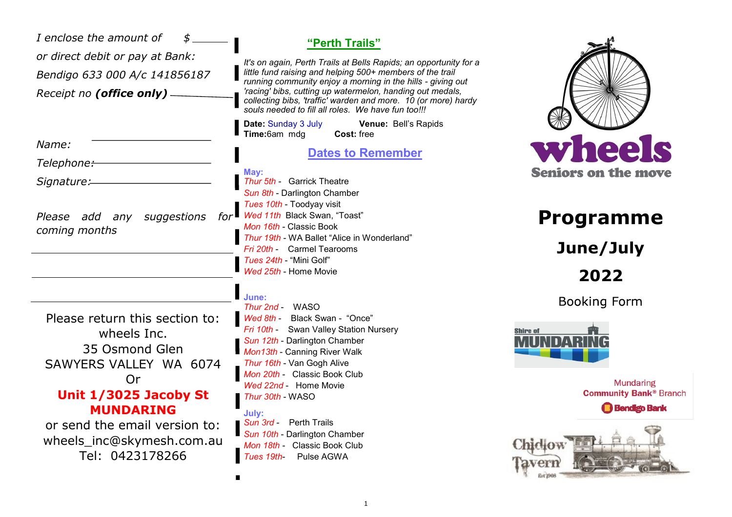*I enclose the amount of $ ______*

*or direct debit or pay at Bank:*

*Bendigo 633 000 A/c 141856187*

*Receipt no **(office only)** ______*

*Name:* ______

*Telephone:* ______

*Signature:* ______

*Please add any suggestions for coming months*

______

______

______

Please return this section to:
wheels Inc.
35 Osmond Glen
SAWYERS VALLEY WA 6074
Or
**Unit 1/3025 Jacoby St MUNDARING**
or send the email version to:
wheels_inc@skymesh.com.au
Tel: 0423178266

## "Perth Trails"

*It's on again, Perth Trails at Bells Rapids; an opportunity for a little fund raising and helping 500+ members of the trail running community enjoy a morning in the hills - giving out 'racing' bibs, cutting up watermelon, handing out medals, collecting bibs, 'traffic' warden and more. 10 (or more) hardy souls needed to fill all roles. We have fun too!!!*

**Date:** Sunday 3 July **Venue:** Bell's Rapids
**Time:** 6am mdg **Cost:** free

## Dates to Remember

**May:**

- *Thur 5th* - Garrick Theatre
- *Sun 8th* - Darlington Chamber
- *Tues 10th* - Toodyay visit
- *Wed 11th* Black Swan, "Toast"
- *Mon 16th* - Classic Book
- *Thur 19th* - WA Ballet "Alice in Wonderland"
- *Fri 20th* - Carmel Tearooms
- *Tues 24th* - "Mini Golf"
- *Wed 25th* - Home Movie

**June:**

- *Thur 2nd* - WASO
- *Wed 8th* - Black Swan - "Once"
- *Fri 10th* - Swan Valley Station Nursery
- *Sun 12th* - Darlington Chamber
- *Mon13th* - Canning River Walk
- *Thur 16th* - Van Gogh Alive
- *Mon 20th* - Classic Book Club
- *Wed 22nd* - Home Movie
- *Thur 30th* - WASO

**July:**

- *Sun 3rd* - Perth Trails
- *Sun 10th* - Darlington Chamber
- *Mon 18th* - Classic Book Club
- *Tues 19th*- Pulse AGWA

# wheels

Seniors on the move

# Programme

## June/July

## 2022

Booking Form

Shire of MUNDARING

Mundaring Community Bank® Branch
Bendigo Bank

Chidlow Tavern Est 1908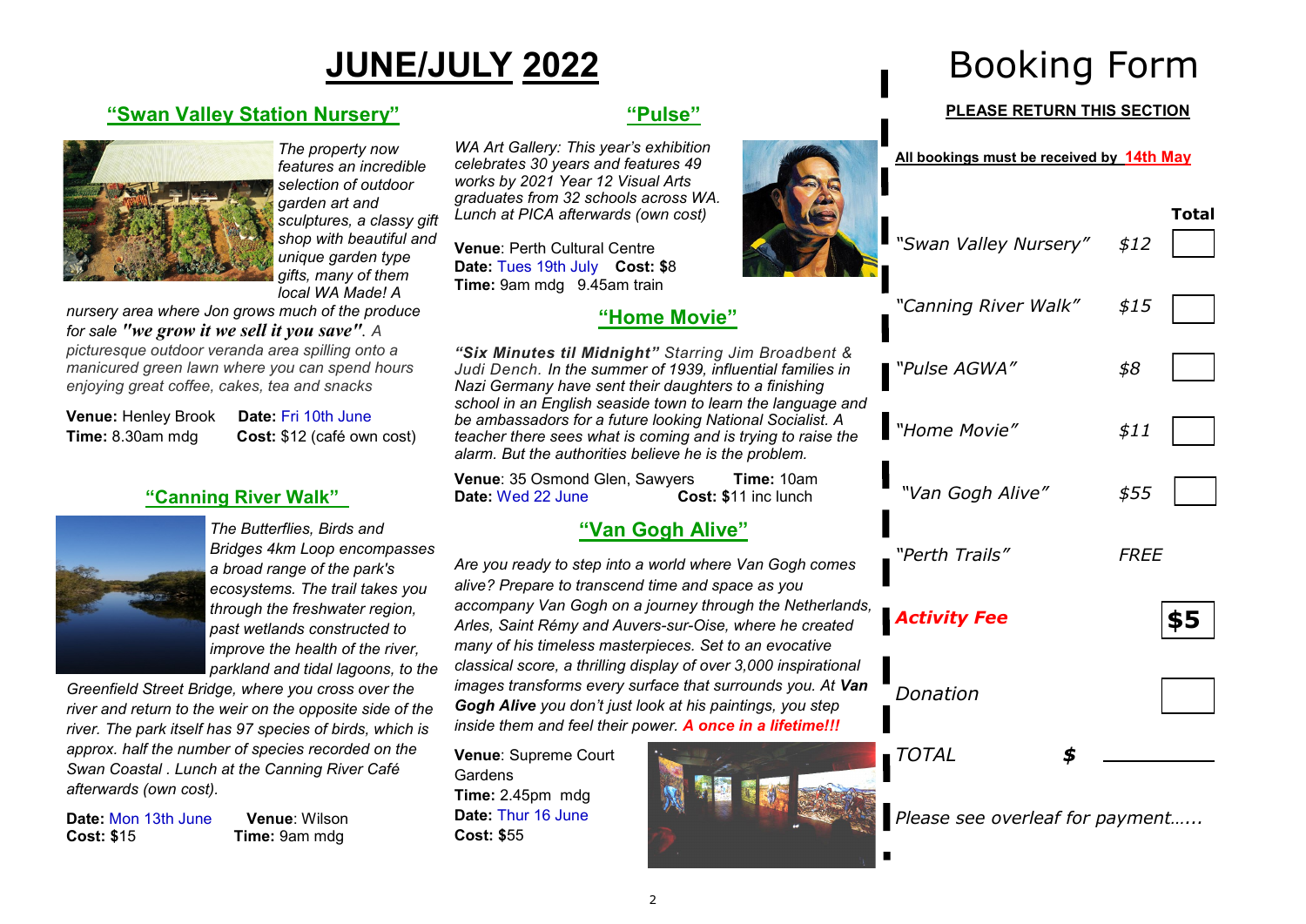# JUNE/JULY 2022

## "Swan Valley Station Nursery"

*The property now features an incredible selection of outdoor garden art and sculptures, a classy gift shop with beautiful and unique garden type gifts, many of them local WA Made! A nursery area where Jon grows much of the produce for sale* ***"we grow it we sell it you save"****. A picturesque outdoor veranda area spilling onto a manicured green lawn where you can spend hours enjoying great coffee, cakes, tea and snacks*

**Venue:** Henley Brook **Date:** Fri 10th June
**Time:** 8.30am mdg **Cost:** $12 (café own cost)

## "Canning River Walk"

*The Butterflies, Birds and Bridges 4km Loop encompasses a broad range of the park's ecosystems. The trail takes you through the freshwater region, past wetlands constructed to improve the health of the river, parkland and tidal lagoons, to the Greenfield Street Bridge, where you cross over the river and return to the weir on the opposite side of the river. The park itself has 97 species of birds, which is approx. half the number of species recorded on the Swan Coastal . Lunch at the Canning River Café afterwards (own cost).*

**Date:** Mon 13th June **Venue**: Wilson
**Cost:** $15 **Time:** 9am mdg

## "Pulse"

*WA Art Gallery: This year's exhibition celebrates 30 years and features 49 works by 2021 Year 12 Visual Arts graduates from 32 schools across WA. Lunch at PICA afterwards (own cost)*

**Venue**: Perth Cultural Centre
**Date:** Tues 19th July **Cost:** $8
**Time:** 9am mdg 9.45am train

## "Home Movie"

***"Six Minutes til Midnight"*** *Starring Jim Broadbent & Judi Dench. In the summer of 1939, influential families in Nazi Germany have sent their daughters to a finishing school in an English seaside town to learn the language and be ambassadors for a future looking National Socialist. A teacher there sees what is coming and is trying to raise the alarm. But the authorities believe he is the problem.*

**Venue**: 35 Osmond Glen, Sawyers **Time:** 10am
**Date:** Wed 22 June **Cost:** $11 inc lunch

## "Van Gogh Alive"

*Are you ready to step into a world where Van Gogh comes alive? Prepare to transcend time and space as you accompany Van Gogh on a journey through the Netherlands, Arles, Saint Rémy and Auvers-sur-Oise, where he created many of his timeless masterpieces. Set to an evocative classical score, a thrilling display of over 3,000 inspirational images transforms every surface that surrounds you. At* ***Van Gogh Alive*** *you don't just look at his paintings, you step inside them and feel their power.* ***A once in a lifetime!!!***

**Venue**: Supreme Court Gardens
**Time:** 2.45pm mdg
**Date:** Thur 16 June
**Cost:** $55

# Booking Form

**PLEASE RETURN THIS SECTION**

**All bookings must be received by 14th May**

| | | Total |
|---|---|---|
| *"Swan Valley Nursery"* | *$12* | |
| *"Canning River Walk"* | *$15* | |
| *"Pulse AGWA"* | *$8* | |
| *"Home Movie"* | *$11* | |
| *"Van Gogh Alive"* | *$55* | |
| *"Perth Trails"* | *FREE* | |
| ***Activity Fee*** | | **$5** |
| *Donation* | | |
| *TOTAL* | **$** | ______ |

*Please see overleaf for payment......*